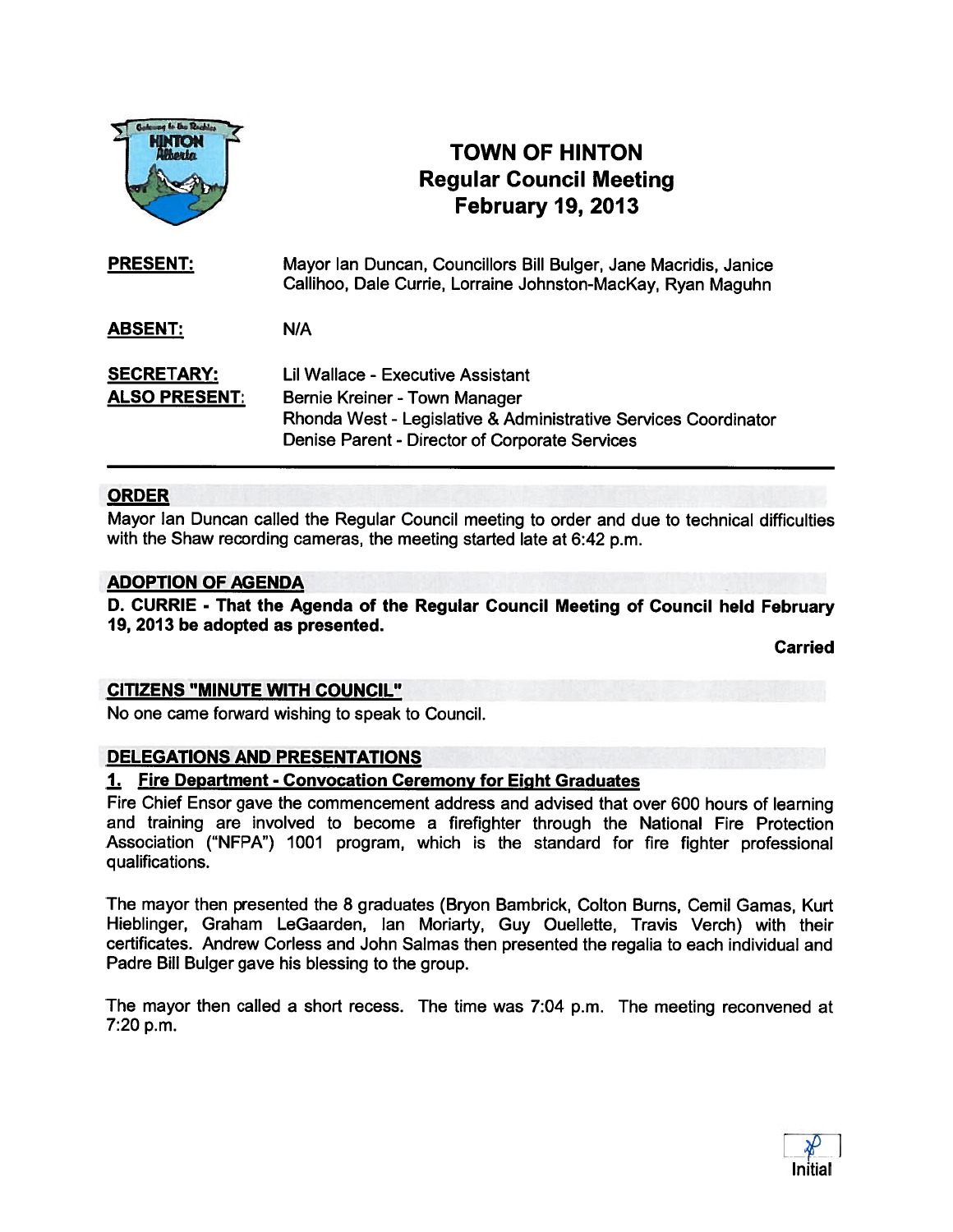# TOWN OF HINTON
## Regular Council Meeting
## February 19, 2013

**PRESENT:** Mayor Ian Duncan, Councillors Bill Bulger, Jane Macridis, Janice Callihoo, Dale Currie, Lorraine Johnston-MacKay, Ryan Maguhn

**ABSENT:** N/A

**SECRETARY:** Lil Wallace - Executive Assistant

**ALSO PRESENT:** Bernie Kreiner - Town Manager
Rhonda West - Legislative & Administrative Services Coordinator
Denise Parent - Director of Corporate Services

---

## ORDER

Mayor Ian Duncan called the Regular Council meeting to order and due to technical difficulties with the Shaw recording cameras, the meeting started late at 6:42 p.m.

## ADOPTION OF AGENDA

**D. CURRIE - That the Agenda of the Regular Council Meeting of Council held February 19, 2013 be adopted as presented.**

**Carried**

## CITIZENS "MINUTE WITH COUNCIL"

No one came forward wishing to speak to Council.

## DELEGATIONS AND PRESENTATIONS

### 1. Fire Department - Convocation Ceremony for Eight Graduates

Fire Chief Ensor gave the commencement address and advised that over 600 hours of learning and training are involved to become a firefighter through the National Fire Protection Association ("NFPA") 1001 program, which is the standard for fire fighter professional qualifications.

The mayor then presented the 8 graduates (Bryon Bambrick, Colton Burns, Cemil Gamas, Kurt Hieblinger, Graham LeGaarden, Ian Moriarty, Guy Ouellette, Travis Verch) with their certificates. Andrew Corless and John Salmas then presented the regalia to each individual and Padre Bill Bulger gave his blessing to the group.

The mayor then called a short recess. The time was 7:04 p.m. The meeting reconvened at 7:20 p.m.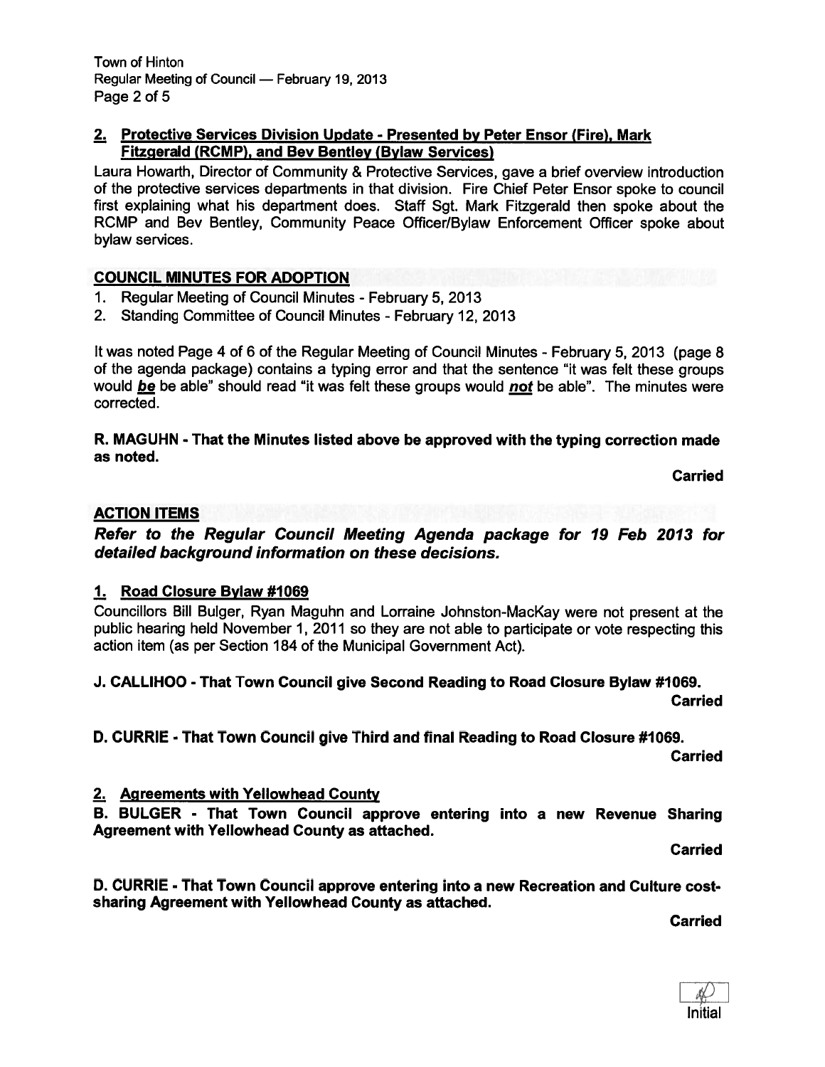## 2. Protective Services Division Update - Presented by Peter Ensor (Fire), Mark Fitzgerald (RCMP), and Bev Bentley (Bylaw Services)

Laura Howarth, Director of Community & Protective Services, gave a brief overview introduction of the protective services departments in that division. Fire Chief Peter Ensor spoke to council first explaining what his department does. Staff Sgt. Mark Fitzgerald then spoke about the RCMP and Bev Bentley, Community Peace Officer/Bylaw Enforcement Officer spoke about bylaw services.

## COUNCIL MINUTES FOR ADOPTION

1. Regular Meeting of Council Minutes - February 5, 2013
2. Standing Committee of Council Minutes - February 12, 2013

It was noted Page 4 of 6 of the Regular Meeting of Council Minutes - February 5, 2013 (page 8 of the agenda package) contains a typing error and that the sentence "it was felt these groups would ***be*** be able" should read "it was felt these groups would ***not*** be able". The minutes were corrected.

**R. MAGUHN - That the Minutes listed above be approved with the typing correction made as noted.**

**Carried**

## ACTION ITEMS

***Refer to the Regular Council Meeting Agenda package for 19 Feb 2013 for detailed background information on these decisions.***

### 1. Road Closure Bylaw #1069

Councillors Bill Bulger, Ryan Maguhn and Lorraine Johnston-MacKay were not present at the public hearing held November 1, 2011 so they are not able to participate or vote respecting this action item (as per Section 184 of the Municipal Government Act).

**J. CALLIHOO - That Town Council give Second Reading to Road Closure Bylaw #1069.**

**Carried**

**D. CURRIE - That Town Council give Third and final Reading to Road Closure #1069.**

**Carried**

### 2. Agreements with Yellowhead County

**B. BULGER - That Town Council approve entering into a new Revenue Sharing Agreement with Yellowhead County as attached.**

**Carried**

**D. CURRIE - That Town Council approve entering into a new Recreation and Culture cost-sharing Agreement with Yellowhead County as attached.**

**Carried**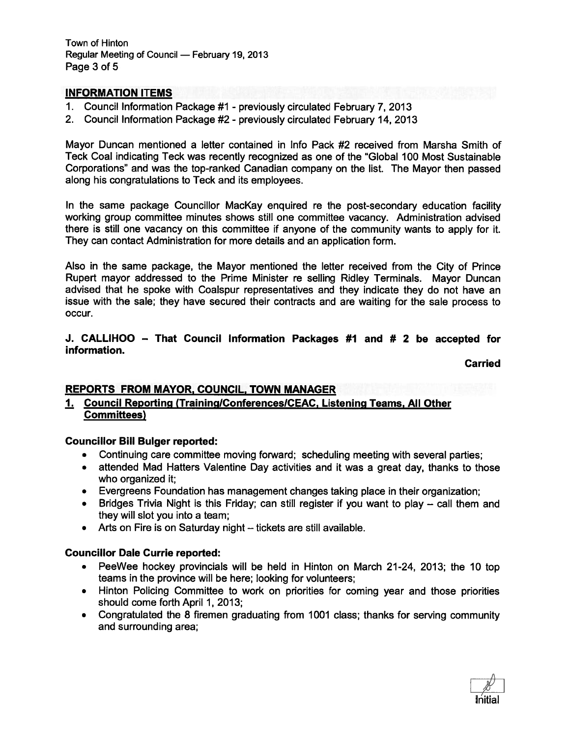## INFORMATION ITEMS

1. Council Information Package #1 - previously circulated February 7, 2013
2. Council Information Package #2 - previously circulated February 14, 2013

Mayor Duncan mentioned a letter contained in Info Pack #2 received from Marsha Smith of Teck Coal indicating Teck was recently recognized as one of the "Global 100 Most Sustainable Corporations" and was the top-ranked Canadian company on the list. The Mayor then passed along his congratulations to Teck and its employees.

In the same package Councillor MacKay enquired re the post-secondary education facility working group committee minutes shows still one committee vacancy. Administration advised there is still one vacancy on this committee if anyone of the community wants to apply for it. They can contact Administration for more details and an application form.

Also in the same package, the Mayor mentioned the letter received from the City of Prince Rupert mayor addressed to the Prime Minister re selling Ridley Terminals. Mayor Duncan advised that he spoke with Coalspur representatives and they indicate they do not have an issue with the sale; they have secured their contracts and are waiting for the sale process to occur.

**J. CALLIHOO – That Council Information Packages #1 and # 2 be accepted for information.**

**Carried**

## REPORTS FROM MAYOR, COUNCIL, TOWN MANAGER

### 1. Council Reporting (Training/Conferences/CEAC, Listening Teams, All Other Committees)

**Councillor Bill Bulger reported:**

- Continuing care committee moving forward; scheduling meeting with several parties;
- attended Mad Hatters Valentine Day activities and it was a great day, thanks to those who organized it;
- Evergreens Foundation has management changes taking place in their organization;
- Bridges Trivia Night is this Friday; can still register if you want to play – call them and they will slot you into a team;
- Arts on Fire is on Saturday night – tickets are still available.

**Councillor Dale Currie reported:**

- PeeWee hockey provincials will be held in Hinton on March 21-24, 2013; the 10 top teams in the province will be here; looking for volunteers;
- Hinton Policing Committee to work on priorities for coming year and those priorities should come forth April 1, 2013;
- Congratulated the 8 firemen graduating from 1001 class; thanks for serving community and surrounding area;

Initial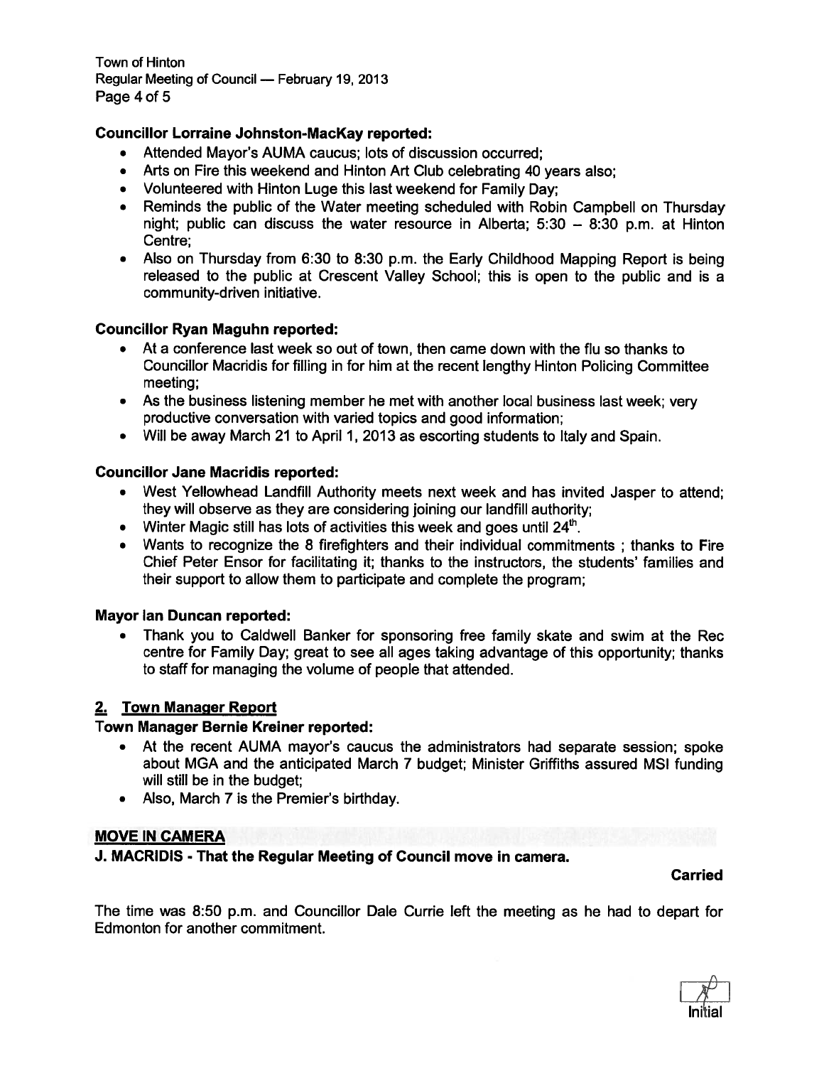**Councillor Lorraine Johnston-MacKay reported:**

- Attended Mayor's AUMA caucus; lots of discussion occurred;
- Arts on Fire this weekend and Hinton Art Club celebrating 40 years also;
- Volunteered with Hinton Luge this last weekend for Family Day;
- Reminds the public of the Water meeting scheduled with Robin Campbell on Thursday night; public can discuss the water resource in Alberta; 5:30 – 8:30 p.m. at Hinton Centre;
- Also on Thursday from 6:30 to 8:30 p.m. the Early Childhood Mapping Report is being released to the public at Crescent Valley School; this is open to the public and is a community-driven initiative.

**Councillor Ryan Maguhn reported:**

- At a conference last week so out of town, then came down with the flu so thanks to Councillor Macridis for filling in for him at the recent lengthy Hinton Policing Committee meeting;
- As the business listening member he met with another local business last week; very productive conversation with varied topics and good information;
- Will be away March 21 to April 1, 2013 as escorting students to Italy and Spain.

**Councillor Jane Macridis reported:**

- West Yellowhead Landfill Authority meets next week and has invited Jasper to attend; they will observe as they are considering joining our landfill authority;
- Winter Magic still has lots of activities this week and goes until 24th.
- Wants to recognize the 8 firefighters and their individual commitments ; thanks to Fire Chief Peter Ensor for facilitating it; thanks to the instructors, the students' families and their support to allow them to participate and complete the program;

**Mayor Ian Duncan reported:**

- Thank you to Caldwell Banker for sponsoring free family skate and swim at the Rec centre for Family Day; great to see all ages taking advantage of this opportunity; thanks to staff for managing the volume of people that attended.

## 2. Town Manager Report

**Town Manager Bernie Kreiner reported:**

- At the recent AUMA mayor's caucus the administrators had separate session; spoke about MGA and the anticipated March 7 budget; Minister Griffiths assured MSI funding will still be in the budget;
- Also, March 7 is the Premier's birthday.

**MOVE IN CAMERA**

**J. MACRIDIS - That the Regular Meeting of Council move in camera.**

**Carried**

The time was 8:50 p.m. and Councillor Dale Currie left the meeting as he had to depart for Edmonton for another commitment.

Initial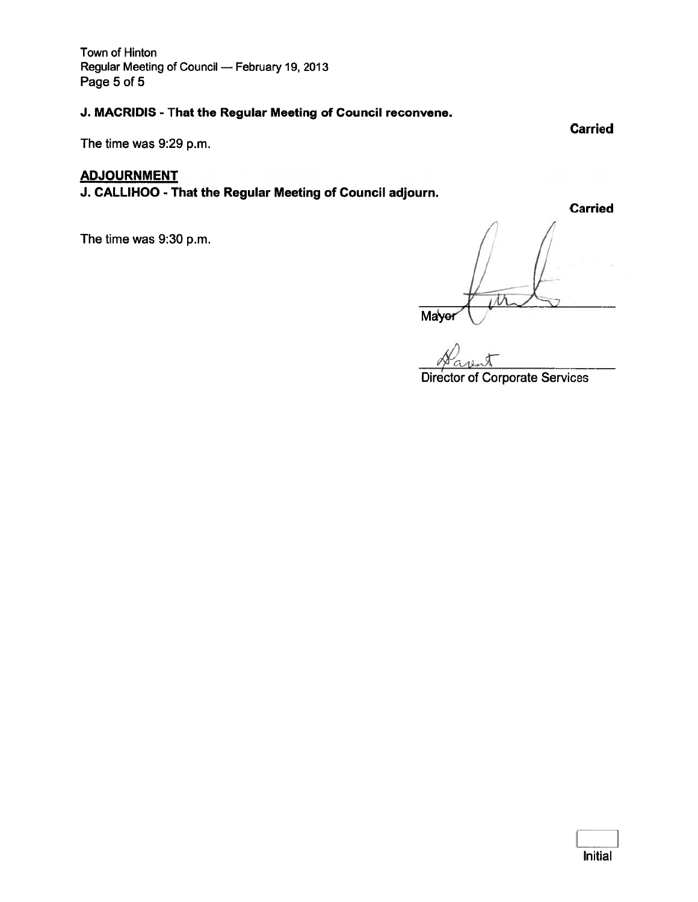**J. MACRIDIS - That the Regular Meeting of Council reconvene.**

**Carried**

The time was 9:29 p.m.

**ADJOURNMENT**

**J. CALLIHOO - That the Regular Meeting of Council adjourn.**

**Carried**

The time was 9:30 p.m.

Mayor

Director of Corporate Services

Initial